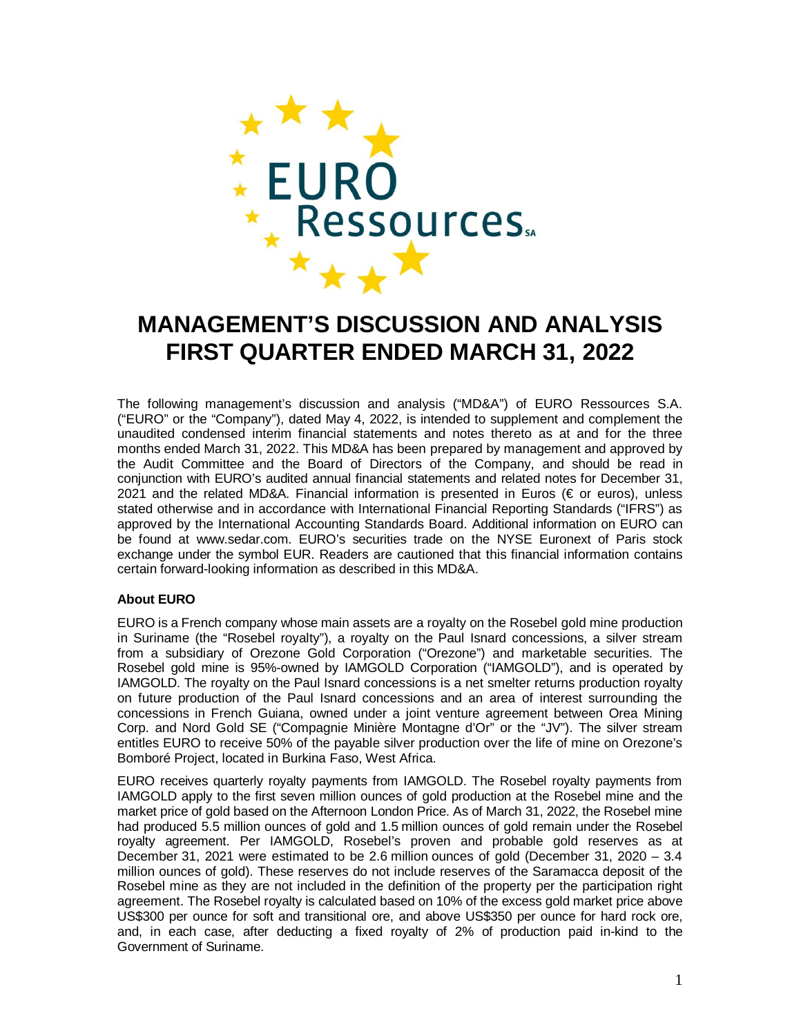# MANAGEMENT'S DISCUSSION AND ANALYSIS FIRST QUARTER ENDED MARCH 31, 2022

The following management's discussion and analysis ("MD&A") of EURO Ressources S.A. ("EURO" or the "Company"), dated May 4, 2022, is intended to supplement and complement the unaudited condensed interim financial statements and notes thereto as at and for the three months ended March 31, 2022. This MD&A has been prepared by management and approved by the Audit Committee and the Board of Directors of the Company, and should be read in conjunction with EURO's audited annual financial statements and related notes for December 31, 2021 and the related MD&A. Financial information is presented in Euros (€ or euros), unless stated otherwise and in accordance with International Financial Reporting Standards ("IFRS") as approved by the International Accounting Standards Board. Additional information on EURO can be found at www.sedar.com. EURO's securities trade on the NYSE Euronext of Paris stock exchange under the symbol EUR. Readers are cautioned that this financial information contains certain forward-looking information as described in this MD&A.

**About EURO**

EURO is a French company whose main assets are a royalty on the Rosebel gold mine production in Suriname (the "Rosebel royalty"), a royalty on the Paul Isnard concessions, a silver stream from a subsidiary of Orezone Gold Corporation ("Orezone") and marketable securities. The Rosebel gold mine is 95%-owned by IAMGOLD Corporation ("IAMGOLD"), and is operated by IAMGOLD. The royalty on the Paul Isnard concessions is a net smelter returns production royalty on future production of the Paul Isnard concessions and an area of interest surrounding the concessions in French Guiana, owned under a joint venture agreement between Orea Mining Corp. and Nord Gold SE ("Compagnie Minière Montagne d'Or" or the "JV"). The silver stream entitles EURO to receive 50% of the payable silver production over the life of mine on Orezone's Bomboré Project, located in Burkina Faso, West Africa.

EURO receives quarterly royalty payments from IAMGOLD. The Rosebel royalty payments from IAMGOLD apply to the first seven million ounces of gold production at the Rosebel mine and the market price of gold based on the Afternoon London Price. As of March 31, 2022, the Rosebel mine had produced 5.5 million ounces of gold and 1.5 million ounces of gold remain under the Rosebel royalty agreement. Per IAMGOLD, Rosebel's proven and probable gold reserves as at December 31, 2021 were estimated to be 2.6 million ounces of gold (December 31, 2020 – 3.4 million ounces of gold). These reserves do not include reserves of the Saramacca deposit of the Rosebel mine as they are not included in the definition of the property per the participation right agreement. The Rosebel royalty is calculated based on 10% of the excess gold market price above US$300 per ounce for soft and transitional ore, and above US$350 per ounce for hard rock ore, and, in each case, after deducting a fixed royalty of 2% of production paid in-kind to the Government of Suriname.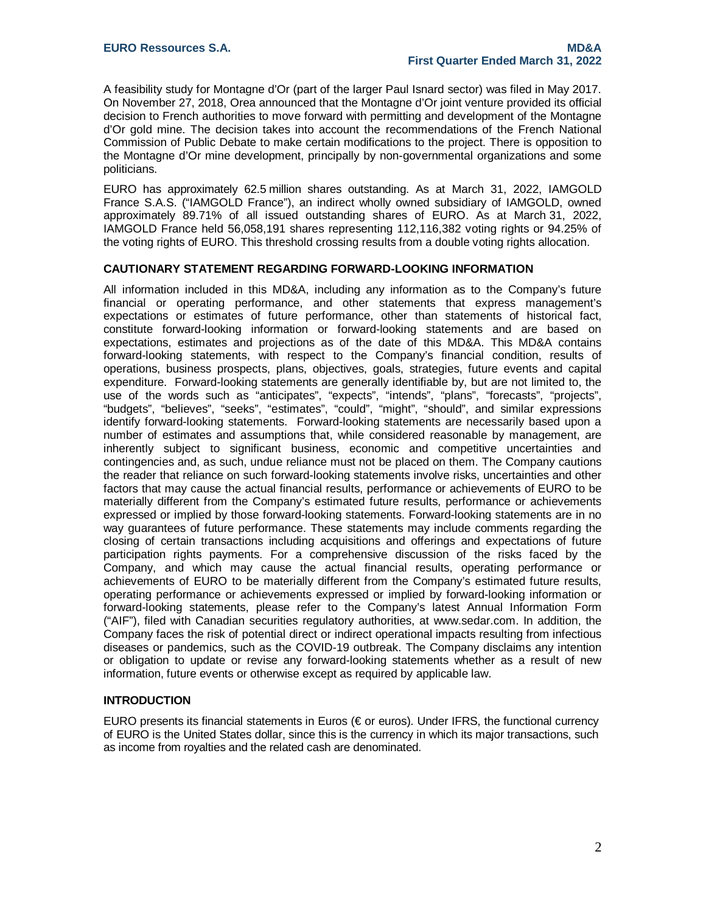A feasibility study for Montagne d'Or (part of the larger Paul Isnard sector) was filed in May 2017. On November 27, 2018, Orea announced that the Montagne d'Or joint venture provided its official decision to French authorities to move forward with permitting and development of the Montagne d'Or gold mine. The decision takes into account the recommendations of the French National Commission of Public Debate to make certain modifications to the project. There is opposition to the Montagne d'Or mine development, principally by non-governmental organizations and some politicians.

EURO has approximately 62.5 million shares outstanding. As at March 31, 2022, IAMGOLD France S.A.S. ("IAMGOLD France"), an indirect wholly owned subsidiary of IAMGOLD, owned approximately 89.71% of all issued outstanding shares of EURO. As at March 31, 2022, IAMGOLD France held 56,058,191 shares representing 112,116,382 voting rights or 94.25% of the voting rights of EURO. This threshold crossing results from a double voting rights allocation.

## CAUTIONARY STATEMENT REGARDING FORWARD-LOOKING INFORMATION

All information included in this MD&A, including any information as to the Company's future financial or operating performance, and other statements that express management's expectations or estimates of future performance, other than statements of historical fact, constitute forward-looking information or forward-looking statements and are based on expectations, estimates and projections as of the date of this MD&A. This MD&A contains forward-looking statements, with respect to the Company's financial condition, results of operations, business prospects, plans, objectives, goals, strategies, future events and capital expenditure. Forward-looking statements are generally identifiable by, but are not limited to, the use of the words such as "anticipates", "expects", "intends", "plans", "forecasts", "projects", "budgets", "believes", "seeks", "estimates", "could", "might", "should", and similar expressions identify forward-looking statements. Forward-looking statements are necessarily based upon a number of estimates and assumptions that, while considered reasonable by management, are inherently subject to significant business, economic and competitive uncertainties and contingencies and, as such, undue reliance must not be placed on them. The Company cautions the reader that reliance on such forward-looking statements involve risks, uncertainties and other factors that may cause the actual financial results, performance or achievements of EURO to be materially different from the Company's estimated future results, performance or achievements expressed or implied by those forward-looking statements. Forward-looking statements are in no way guarantees of future performance. These statements may include comments regarding the closing of certain transactions including acquisitions and offerings and expectations of future participation rights payments. For a comprehensive discussion of the risks faced by the Company, and which may cause the actual financial results, operating performance or achievements of EURO to be materially different from the Company's estimated future results, operating performance or achievements expressed or implied by forward-looking information or forward-looking statements, please refer to the Company's latest Annual Information Form ("AIF"), filed with Canadian securities regulatory authorities, at www.sedar.com. In addition, the Company faces the risk of potential direct or indirect operational impacts resulting from infectious diseases or pandemics, such as the COVID-19 outbreak. The Company disclaims any intention or obligation to update or revise any forward-looking statements whether as a result of new information, future events or otherwise except as required by applicable law.

## INTRODUCTION

EURO presents its financial statements in Euros (€ or euros). Under IFRS, the functional currency of EURO is the United States dollar, since this is the currency in which its major transactions, such as income from royalties and the related cash are denominated.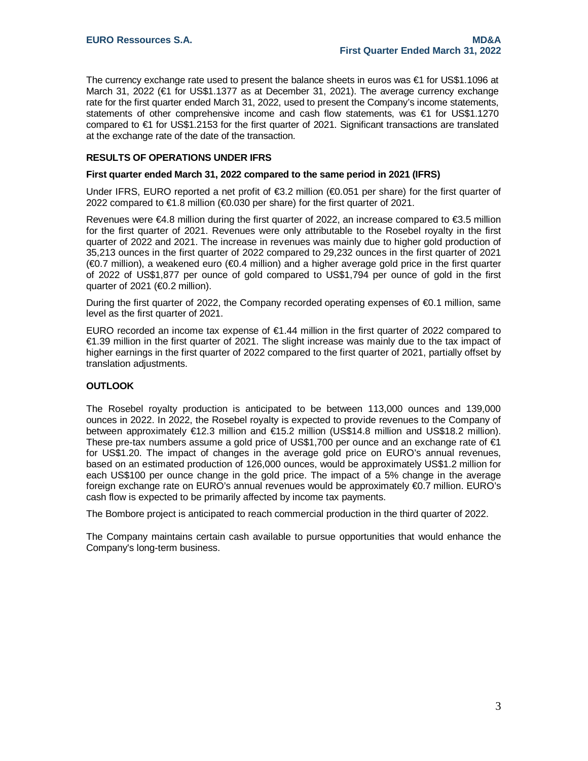The currency exchange rate used to present the balance sheets in euros was €1 for US$1.1096 at March 31, 2022 (€1 for US$1.1377 as at December 31, 2021). The average currency exchange rate for the first quarter ended March 31, 2022, used to present the Company's income statements, statements of other comprehensive income and cash flow statements, was €1 for US$1.1270 compared to €1 for US$1.2153 for the first quarter of 2021. Significant transactions are translated at the exchange rate of the date of the transaction.

## RESULTS OF OPERATIONS UNDER IFRS

### First quarter ended March 31, 2022 compared to the same period in 2021 (IFRS)

Under IFRS, EURO reported a net profit of €3.2 million (€0.051 per share) for the first quarter of 2022 compared to €1.8 million (€0.030 per share) for the first quarter of 2021.

Revenues were €4.8 million during the first quarter of 2022, an increase compared to €3.5 million for the first quarter of 2021. Revenues were only attributable to the Rosebel royalty in the first quarter of 2022 and 2021. The increase in revenues was mainly due to higher gold production of 35,213 ounces in the first quarter of 2022 compared to 29,232 ounces in the first quarter of 2021 (€0.7 million), a weakened euro (€0.4 million) and a higher average gold price in the first quarter of 2022 of US$1,877 per ounce of gold compared to US$1,794 per ounce of gold in the first quarter of 2021 (€0.2 million).

During the first quarter of 2022, the Company recorded operating expenses of €0.1 million, same level as the first quarter of 2021.

EURO recorded an income tax expense of €1.44 million in the first quarter of 2022 compared to €1.39 million in the first quarter of 2021. The slight increase was mainly due to the tax impact of higher earnings in the first quarter of 2022 compared to the first quarter of 2021, partially offset by translation adjustments.

## OUTLOOK

The Rosebel royalty production is anticipated to be between 113,000 ounces and 139,000 ounces in 2022. In 2022, the Rosebel royalty is expected to provide revenues to the Company of between approximately €12.3 million and €15.2 million (US$14.8 million and US$18.2 million). These pre-tax numbers assume a gold price of US$1,700 per ounce and an exchange rate of €1 for US$1.20. The impact of changes in the average gold price on EURO's annual revenues, based on an estimated production of 126,000 ounces, would be approximately US$1.2 million for each US$100 per ounce change in the gold price. The impact of a 5% change in the average foreign exchange rate on EURO's annual revenues would be approximately €0.7 million. EURO's cash flow is expected to be primarily affected by income tax payments.

The Bombore project is anticipated to reach commercial production in the third quarter of 2022.

The Company maintains certain cash available to pursue opportunities that would enhance the Company's long-term business.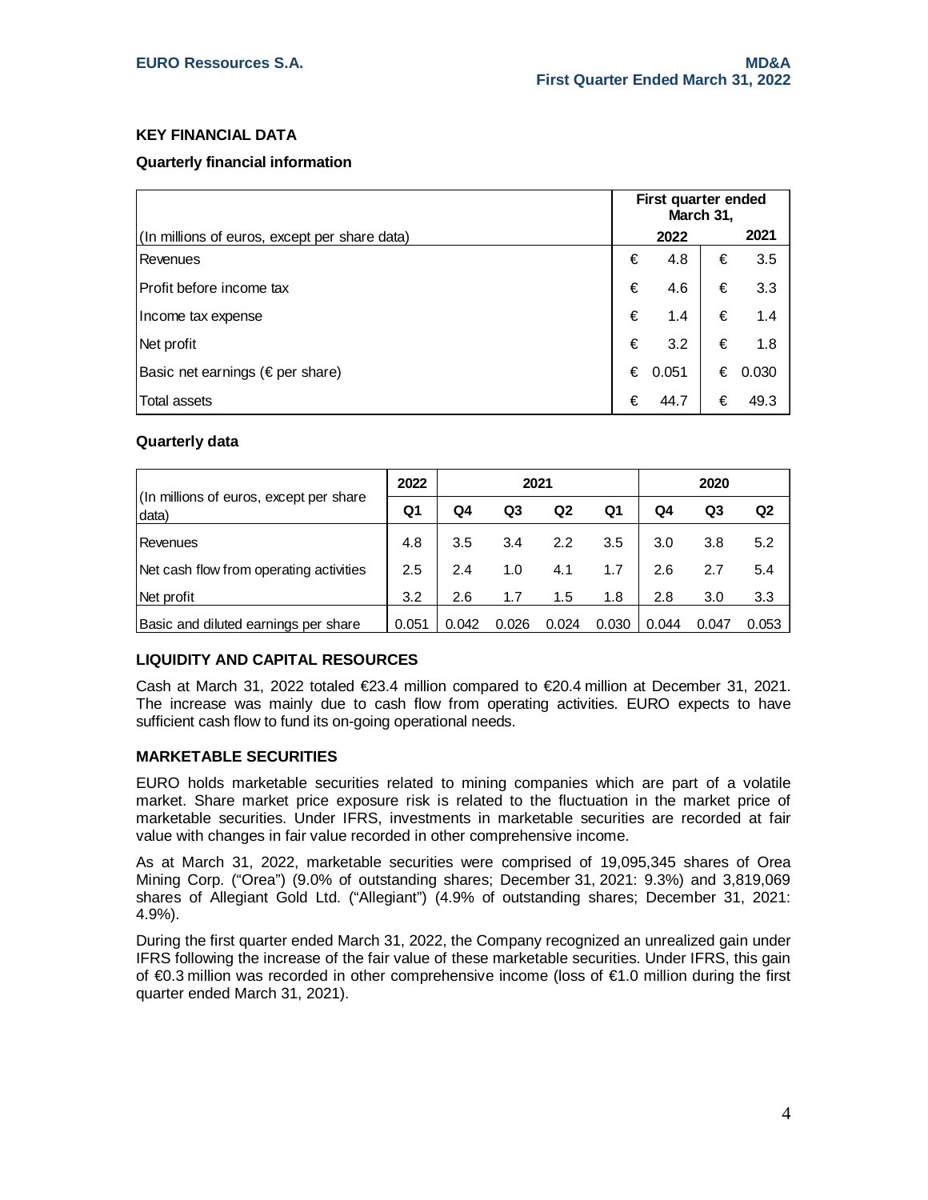## KEY FINANCIAL DATA

### Quarterly financial information

| (In millions of euros, except per share data) | First quarter ended March 31, 2022 | 2021 |
|---|---|---|
| Revenues | € 4.8 | € 3.5 |
| Profit before income tax | € 4.6 | € 3.3 |
| Income tax expense | € 1.4 | € 1.4 |
| Net profit | € 3.2 | € 1.8 |
| Basic net earnings (€ per share) | € 0.051 | € 0.030 |
| Total assets | € 44.7 | € 49.3 |

### Quarterly data

| (In millions of euros, except per share data) | 2022 | 2021 | | | | 2020 | | |
|---|---|---|---|---|---|---|---|---|
| | Q1 | Q4 | Q3 | Q2 | Q1 | Q4 | Q3 | Q2 |
| Revenues | 4.8 | 3.5 | 3.4 | 2.2 | 3.5 | 3.0 | 3.8 | 5.2 |
| Net cash flow from operating activities | 2.5 | 2.4 | 1.0 | 4.1 | 1.7 | 2.6 | 2.7 | 5.4 |
| Net profit | 3.2 | 2.6 | 1.7 | 1.5 | 1.8 | 2.8 | 3.0 | 3.3 |
| Basic and diluted earnings per share | 0.051 | 0.042 | 0.026 | 0.024 | 0.030 | 0.044 | 0.047 | 0.053 |

## LIQUIDITY AND CAPITAL RESOURCES

Cash at March 31, 2022 totaled €23.4 million compared to €20.4 million at December 31, 2021. The increase was mainly due to cash flow from operating activities. EURO expects to have sufficient cash flow to fund its on-going operational needs.

## MARKETABLE SECURITIES

EURO holds marketable securities related to mining companies which are part of a volatile market. Share market price exposure risk is related to the fluctuation in the market price of marketable securities. Under IFRS, investments in marketable securities are recorded at fair value with changes in fair value recorded in other comprehensive income.

As at March 31, 2022, marketable securities were comprised of 19,095,345 shares of Orea Mining Corp. ("Orea") (9.0% of outstanding shares; December 31, 2021: 9.3%) and 3,819,069 shares of Allegiant Gold Ltd. ("Allegiant") (4.9% of outstanding shares; December 31, 2021: 4.9%).

During the first quarter ended March 31, 2022, the Company recognized an unrealized gain under IFRS following the increase of the fair value of these marketable securities. Under IFRS, this gain of €0.3 million was recorded in other comprehensive income (loss of €1.0 million during the first quarter ended March 31, 2021).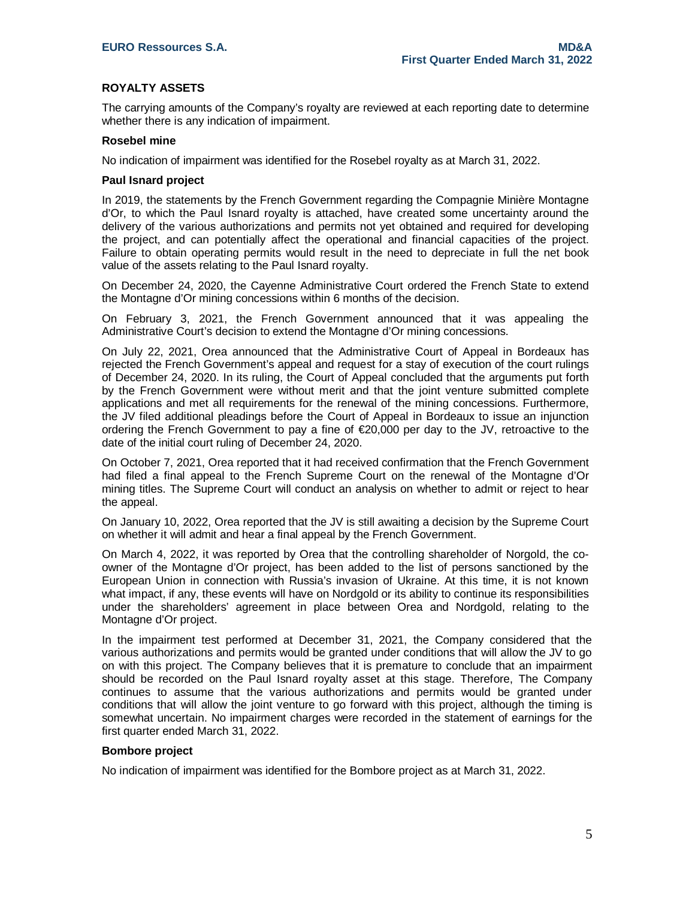## ROYALTY ASSETS

The carrying amounts of the Company's royalty are reviewed at each reporting date to determine whether there is any indication of impairment.

### Rosebel mine

No indication of impairment was identified for the Rosebel royalty as at March 31, 2022.

### Paul Isnard project

In 2019, the statements by the French Government regarding the Compagnie Minière Montagne d'Or, to which the Paul Isnard royalty is attached, have created some uncertainty around the delivery of the various authorizations and permits not yet obtained and required for developing the project, and can potentially affect the operational and financial capacities of the project. Failure to obtain operating permits would result in the need to depreciate in full the net book value of the assets relating to the Paul Isnard royalty.

On December 24, 2020, the Cayenne Administrative Court ordered the French State to extend the Montagne d'Or mining concessions within 6 months of the decision.

On February 3, 2021, the French Government announced that it was appealing the Administrative Court's decision to extend the Montagne d'Or mining concessions.

On July 22, 2021, Orea announced that the Administrative Court of Appeal in Bordeaux has rejected the French Government's appeal and request for a stay of execution of the court rulings of December 24, 2020. In its ruling, the Court of Appeal concluded that the arguments put forth by the French Government were without merit and that the joint venture submitted complete applications and met all requirements for the renewal of the mining concessions. Furthermore, the JV filed additional pleadings before the Court of Appeal in Bordeaux to issue an injunction ordering the French Government to pay a fine of €20,000 per day to the JV, retroactive to the date of the initial court ruling of December 24, 2020.

On October 7, 2021, Orea reported that it had received confirmation that the French Government had filed a final appeal to the French Supreme Court on the renewal of the Montagne d'Or mining titles. The Supreme Court will conduct an analysis on whether to admit or reject to hear the appeal.

On January 10, 2022, Orea reported that the JV is still awaiting a decision by the Supreme Court on whether it will admit and hear a final appeal by the French Government.

On March 4, 2022, it was reported by Orea that the controlling shareholder of Norgold, the co-owner of the Montagne d'Or project, has been added to the list of persons sanctioned by the European Union in connection with Russia's invasion of Ukraine. At this time, it is not known what impact, if any, these events will have on Nordgold or its ability to continue its responsibilities under the shareholders' agreement in place between Orea and Nordgold, relating to the Montagne d'Or project.

In the impairment test performed at December 31, 2021, the Company considered that the various authorizations and permits would be granted under conditions that will allow the JV to go on with this project. The Company believes that it is premature to conclude that an impairment should be recorded on the Paul Isnard royalty asset at this stage. Therefore, The Company continues to assume that the various authorizations and permits would be granted under conditions that will allow the joint venture to go forward with this project, although the timing is somewhat uncertain. No impairment charges were recorded in the statement of earnings for the first quarter ended March 31, 2022.

### Bombore project

No indication of impairment was identified for the Bombore project as at March 31, 2022.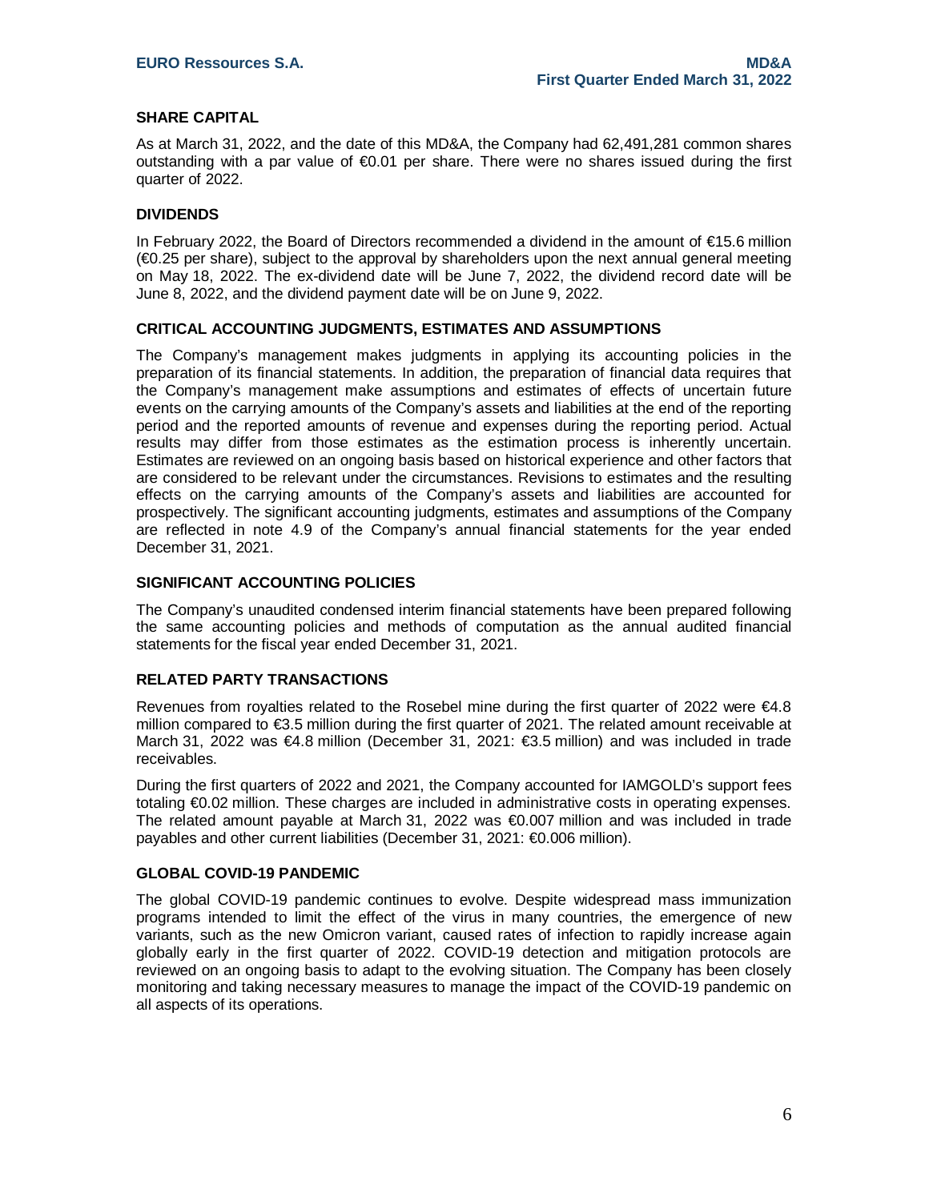## SHARE CAPITAL

As at March 31, 2022, and the date of this MD&A, the Company had 62,491,281 common shares outstanding with a par value of €0.01 per share. There were no shares issued during the first quarter of 2022.

## DIVIDENDS

In February 2022, the Board of Directors recommended a dividend in the amount of €15.6 million (€0.25 per share), subject to the approval by shareholders upon the next annual general meeting on May 18, 2022. The ex-dividend date will be June 7, 2022, the dividend record date will be June 8, 2022, and the dividend payment date will be on June 9, 2022.

## CRITICAL ACCOUNTING JUDGMENTS, ESTIMATES AND ASSUMPTIONS

The Company's management makes judgments in applying its accounting policies in the preparation of its financial statements. In addition, the preparation of financial data requires that the Company's management make assumptions and estimates of effects of uncertain future events on the carrying amounts of the Company's assets and liabilities at the end of the reporting period and the reported amounts of revenue and expenses during the reporting period. Actual results may differ from those estimates as the estimation process is inherently uncertain. Estimates are reviewed on an ongoing basis based on historical experience and other factors that are considered to be relevant under the circumstances. Revisions to estimates and the resulting effects on the carrying amounts of the Company's assets and liabilities are accounted for prospectively. The significant accounting judgments, estimates and assumptions of the Company are reflected in note 4.9 of the Company's annual financial statements for the year ended December 31, 2021.

## SIGNIFICANT ACCOUNTING POLICIES

The Company's unaudited condensed interim financial statements have been prepared following the same accounting policies and methods of computation as the annual audited financial statements for the fiscal year ended December 31, 2021.

## RELATED PARTY TRANSACTIONS

Revenues from royalties related to the Rosebel mine during the first quarter of 2022 were €4.8 million compared to €3.5 million during the first quarter of 2021. The related amount receivable at March 31, 2022 was €4.8 million (December 31, 2021: €3.5 million) and was included in trade receivables.

During the first quarters of 2022 and 2021, the Company accounted for IAMGOLD's support fees totaling €0.02 million. These charges are included in administrative costs in operating expenses. The related amount payable at March 31, 2022 was €0.007 million and was included in trade payables and other current liabilities (December 31, 2021: €0.006 million).

## GLOBAL COVID-19 PANDEMIC

The global COVID-19 pandemic continues to evolve. Despite widespread mass immunization programs intended to limit the effect of the virus in many countries, the emergence of new variants, such as the new Omicron variant, caused rates of infection to rapidly increase again globally early in the first quarter of 2022. COVID-19 detection and mitigation protocols are reviewed on an ongoing basis to adapt to the evolving situation. The Company has been closely monitoring and taking necessary measures to manage the impact of the COVID-19 pandemic on all aspects of its operations.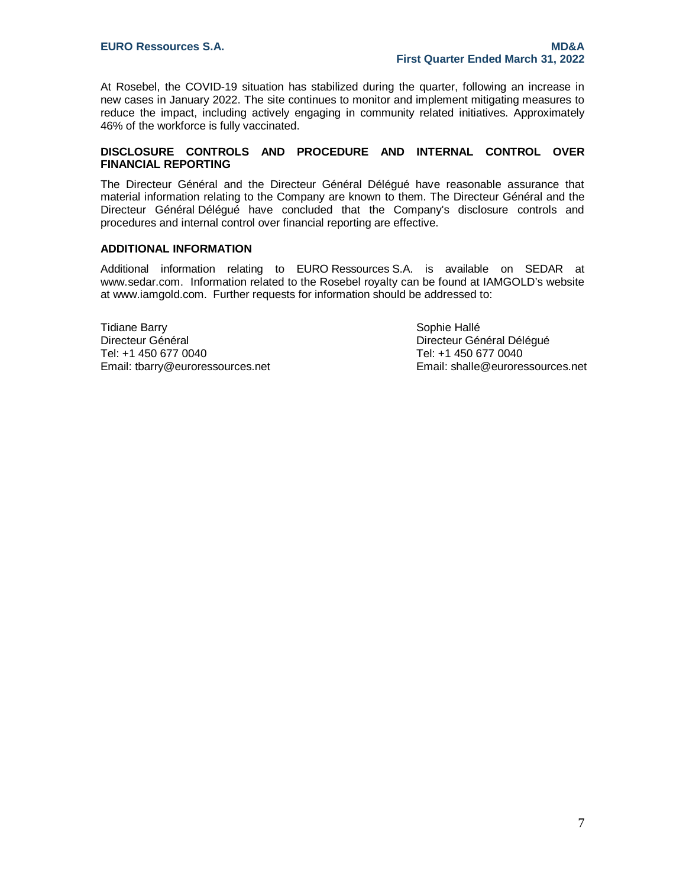At Rosebel, the COVID-19 situation has stabilized during the quarter, following an increase in new cases in January 2022. The site continues to monitor and implement mitigating measures to reduce the impact, including actively engaging in community related initiatives. Approximately 46% of the workforce is fully vaccinated.

## DISCLOSURE CONTROLS AND PROCEDURE AND INTERNAL CONTROL OVER FINANCIAL REPORTING

The Directeur Général and the Directeur Général Délégué have reasonable assurance that material information relating to the Company are known to them. The Directeur Général and the Directeur Général Délégué have concluded that the Company's disclosure controls and procedures and internal control over financial reporting are effective.

## ADDITIONAL INFORMATION

Additional information relating to EURO Ressources S.A. is available on SEDAR at www.sedar.com. Information related to the Rosebel royalty can be found at IAMGOLD's website at www.iamgold.com. Further requests for information should be addressed to:

Tidiane Barry
Directeur Général
Tel: +1 450 677 0040
Email: tbarry@euroressources.net

Sophie Hallé
Directeur Général Délégué
Tel: +1 450 677 0040
Email: shalle@euroressources.net